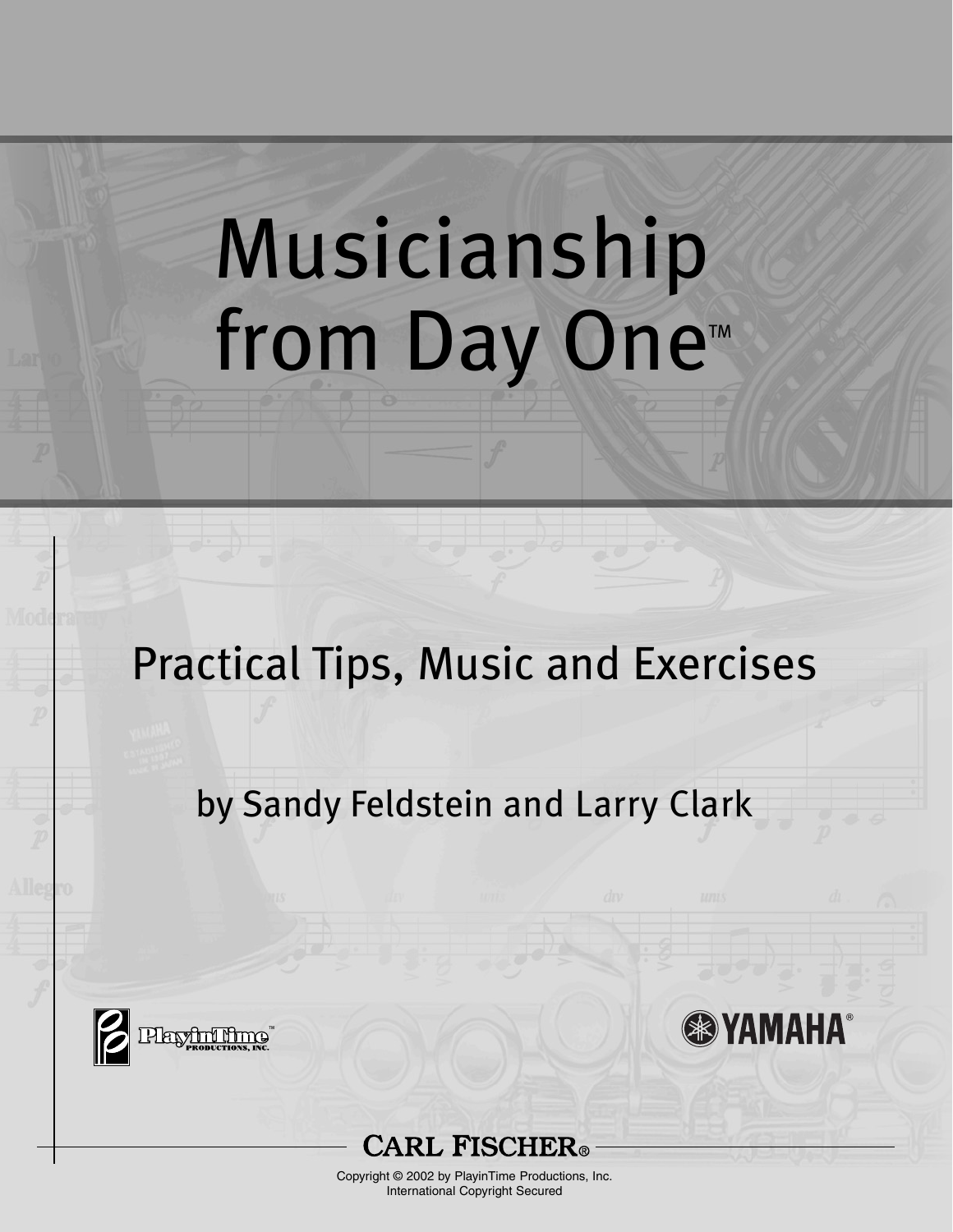# Musicianship from Day One™

## Practical Tips, Music and Exercises

by Sandy Feldstein and Larry Clark

PlayinTime™ Productions, Inc.

YAMAHA®

CARL FISCHER®

Copyright © 2002 by PlayinTime Productions, Inc.
International Copyright Secured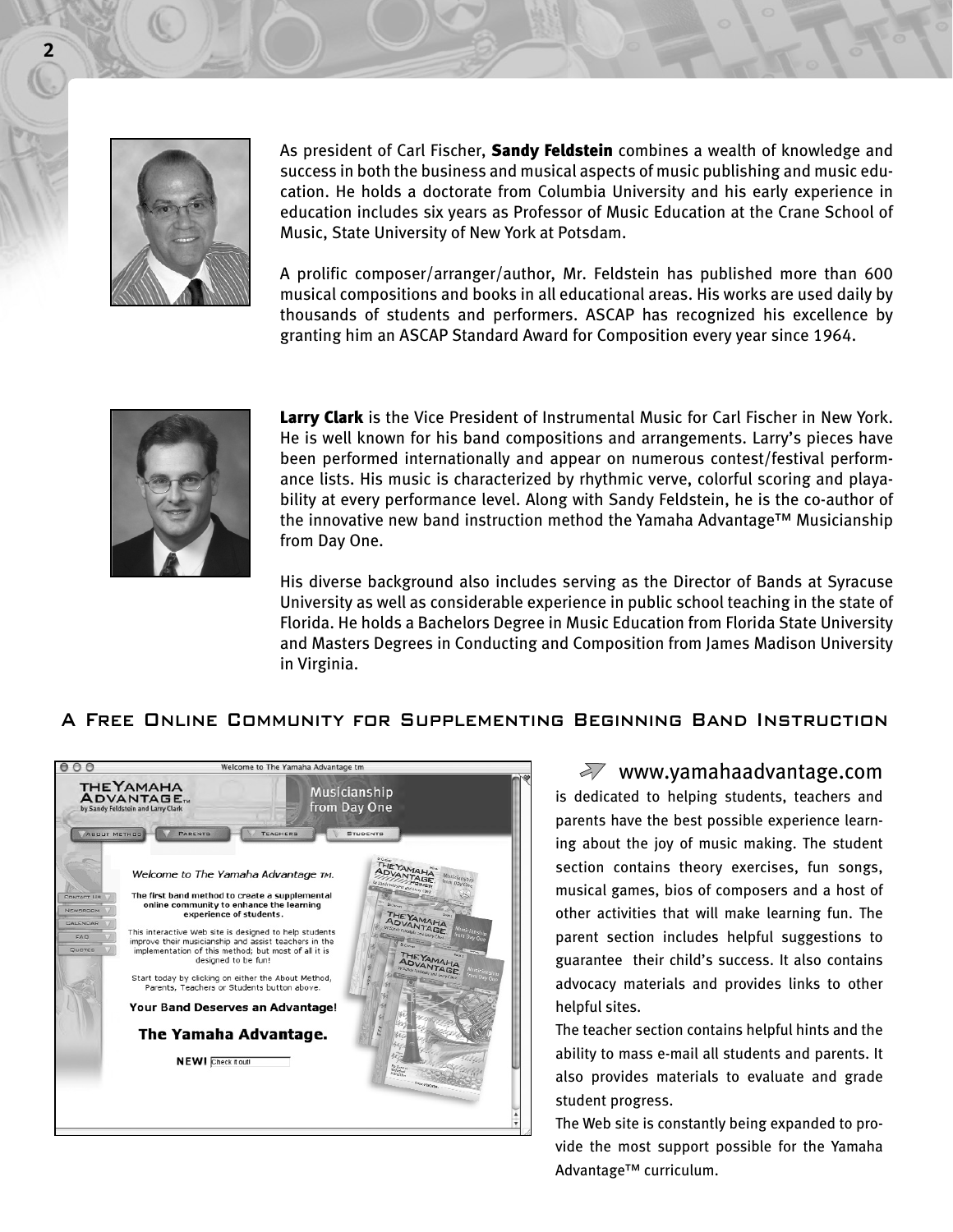As president of Carl Fischer, **Sandy Feldstein** combines a wealth of knowledge and success in both the business and musical aspects of music publishing and music education. He holds a doctorate from Columbia University and his early experience in education includes six years as Professor of Music Education at the Crane School of Music, State University of New York at Potsdam.

A prolific composer/arranger/author, Mr. Feldstein has published more than 600 musical compositions and books in all educational areas. His works are used daily by thousands of students and performers. ASCAP has recognized his excellence by granting him an ASCAP Standard Award for Composition every year since 1964.

**Larry Clark** is the Vice President of Instrumental Music for Carl Fischer in New York. He is well known for his band compositions and arrangements. Larry's pieces have been performed internationally and appear on numerous contest/festival performance lists. His music is characterized by rhythmic verve, colorful scoring and playability at every performance level. Along with Sandy Feldstein, he is the co-author of the innovative new band instruction method the Yamaha Advantage™ Musicianship from Day One.

His diverse background also includes serving as the Director of Bands at Syracuse University as well as considerable experience in public school teaching in the state of Florida. He holds a Bachelors Degree in Music Education from Florida State University and Masters Degrees in Conducting and Composition from James Madison University in Virginia.

## A Free Online Community for Supplementing Beginning Band Instruction

www.yamahaadvantage.com is dedicated to helping students, teachers and parents have the best possible experience learning about the joy of music making. The student section contains theory exercises, fun songs, musical games, bios of composers and a host of other activities that will make learning fun. The parent section includes helpful suggestions to guarantee their child's success. It also contains advocacy materials and provides links to other helpful sites.

The teacher section contains helpful hints and the ability to mass e-mail all students and parents. It also provides materials to evaluate and grade student progress.

The Web site is constantly being expanded to provide the most support possible for the Yamaha Advantage™ curriculum.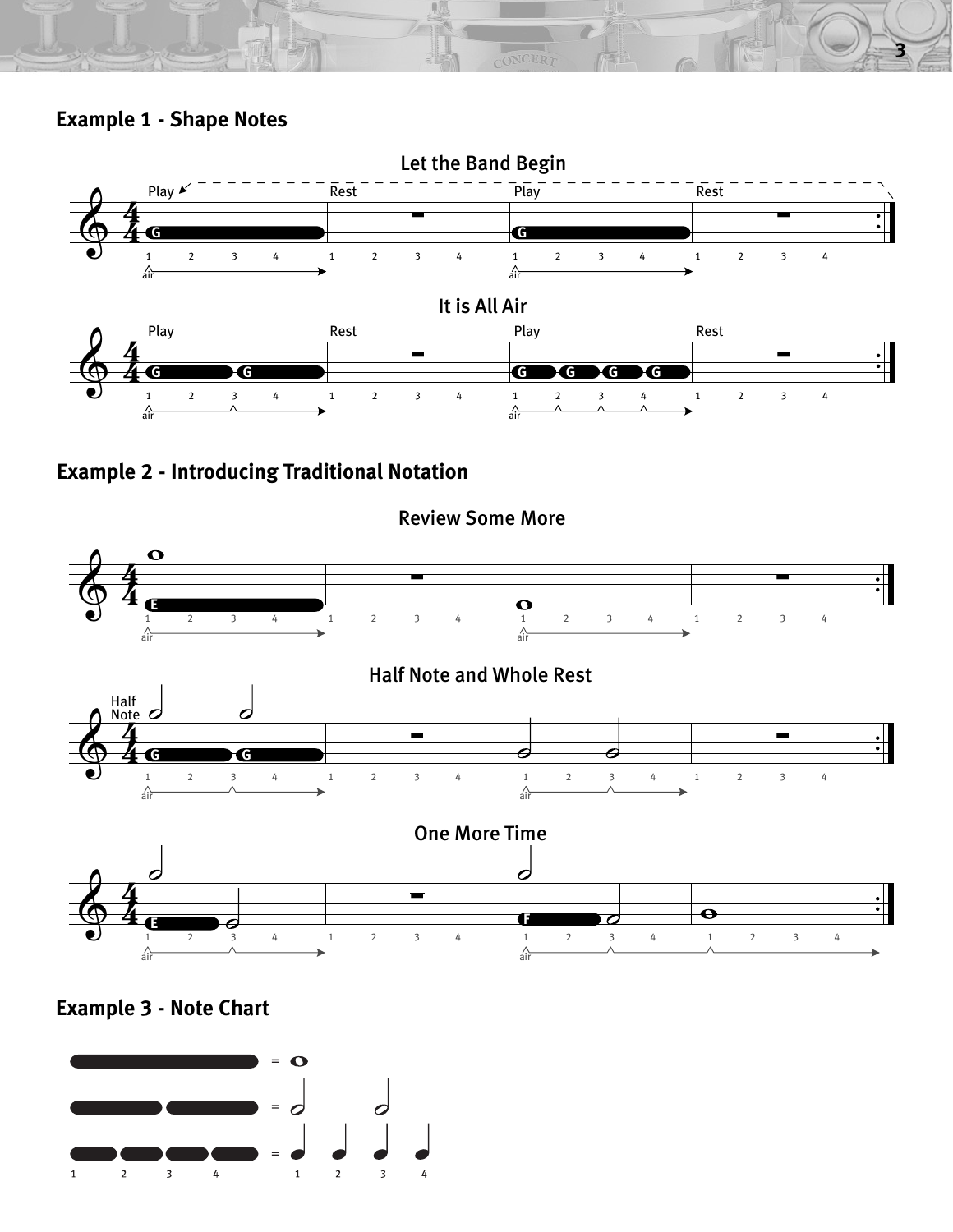## Example 1 - Shape Notes

### Let the Band Begin

### It is All Air

## Example 2 - Introducing Traditional Notation

### Review Some More

### Half Note and Whole Rest

### One More Time

## Example 3 - Note Chart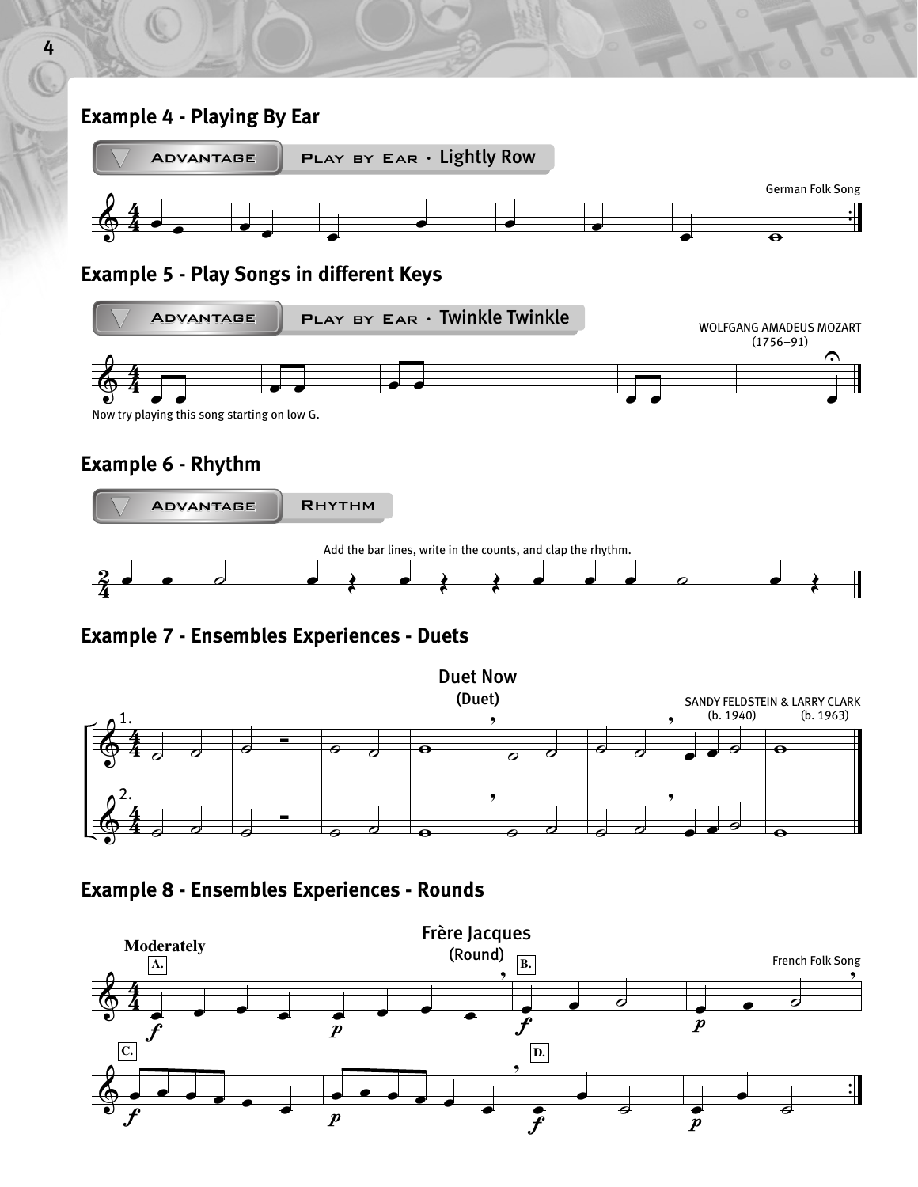## Example 4 - Playing By Ear

ADVANTAGE | PLAY BY EAR · Lightly Row

German Folk Song

## Example 5 - Play Songs in different Keys

ADVANTAGE | PLAY BY EAR · Twinkle Twinkle

WOLFGANG AMADEUS MOZART (1756–91)

Now try playing this song starting on low G.

## Example 6 - Rhythm

ADVANTAGE | RHYTHM

Add the bar lines, write in the counts, and clap the rhythm.

## Example 7 - Ensembles Experiences - Duets

### Duet Now

(Duet)

SANDY FELDSTEIN & LARRY CLARK (b. 1940) (b. 1963)

## Example 8 - Ensembles Experiences - Rounds

### Frère Jacques

(Round)

Moderately

French Folk Song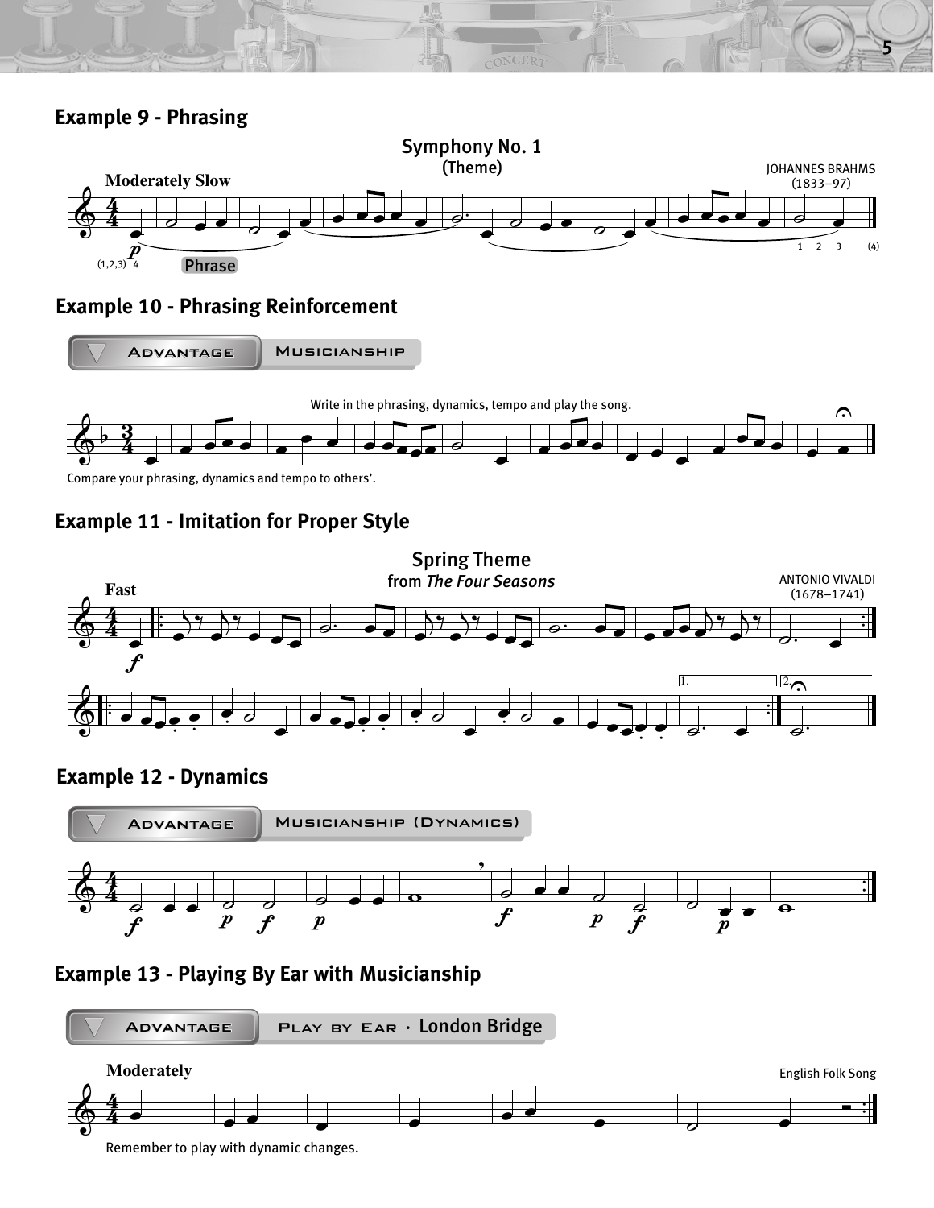## Example 9 - Phrasing

**Symphony No. 1**
(Theme)

JOHANNES BRAHMS
(1833–97)

**Moderately Slow**

*p*

(1,2,3) 4

Phrase

1 2 3 (4)

## Example 10 - Phrasing Reinforcement

ADVANTAGE | MUSICIANSHIP

Write in the phrasing, dynamics, tempo and play the song.

Compare your phrasing, dynamics and tempo to others'.

## Example 11 - Imitation for Proper Style

**Spring Theme**
from *The Four Seasons*

ANTONIO VIVALDI
(1678–1741)

**Fast**

*f*

1. 2.

## Example 12 - Dynamics

ADVANTAGE | MUSICIANSHIP (DYNAMICS)

*f* *p* *f* *p* *f* *p* *f* *p*

## Example 13 - Playing By Ear with Musicianship

ADVANTAGE | PLAY BY EAR · London Bridge

**Moderately**

English Folk Song

Remember to play with dynamic changes.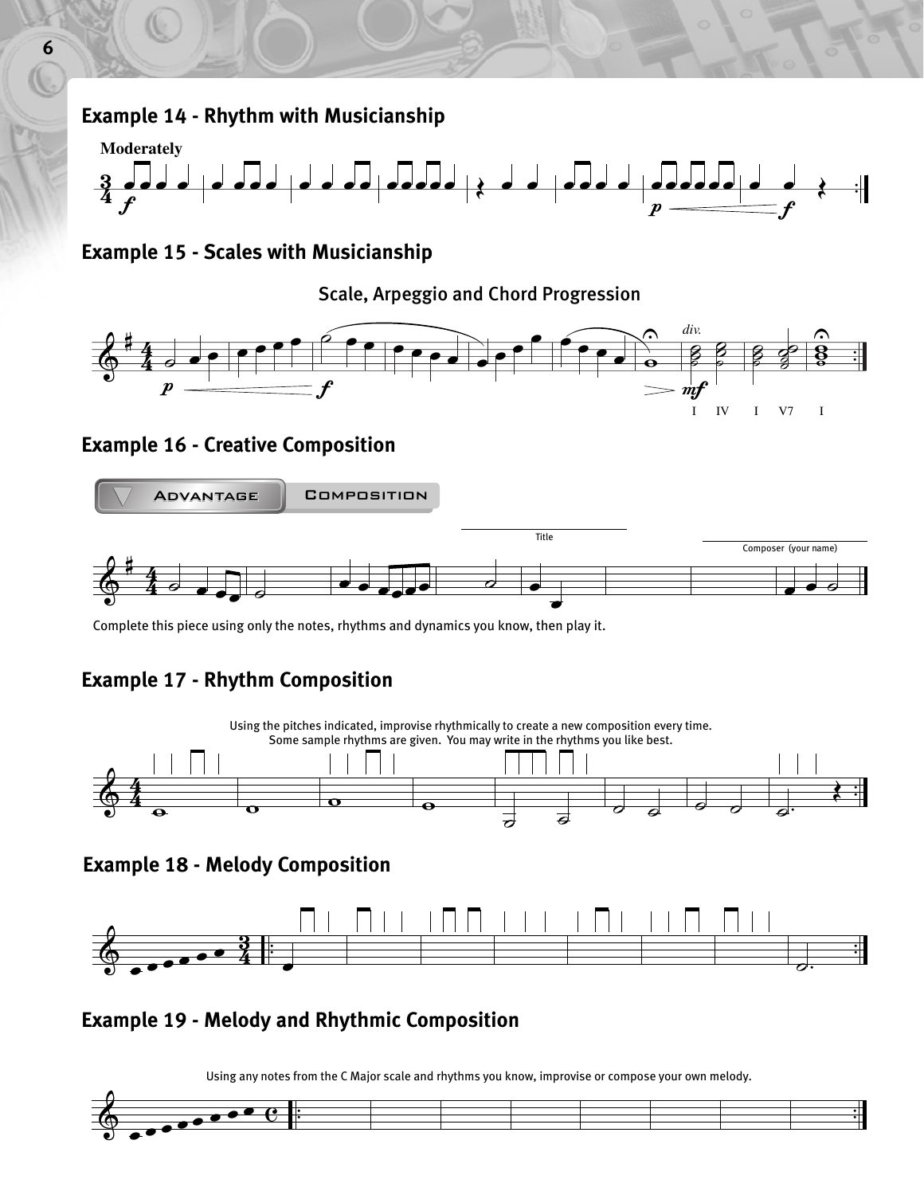## Example 14 - Rhythm with Musicianship

Moderately

## Example 15 - Scales with Musicianship

Scale, Arpeggio and Chord Progression

## Example 16 - Creative Composition

ADVANTAGE COMPOSITION

Title

Composer (your name)

Complete this piece using only the notes, rhythms and dynamics you know, then play it.

## Example 17 - Rhythm Composition

Using the pitches indicated, improvise rhythmically to create a new composition every time. Some sample rhythms are given. You may write in the rhythms you like best.

## Example 18 - Melody Composition

## Example 19 - Melody and Rhythmic Composition

Using any notes from the C Major scale and rhythms you know, improvise or compose your own melody.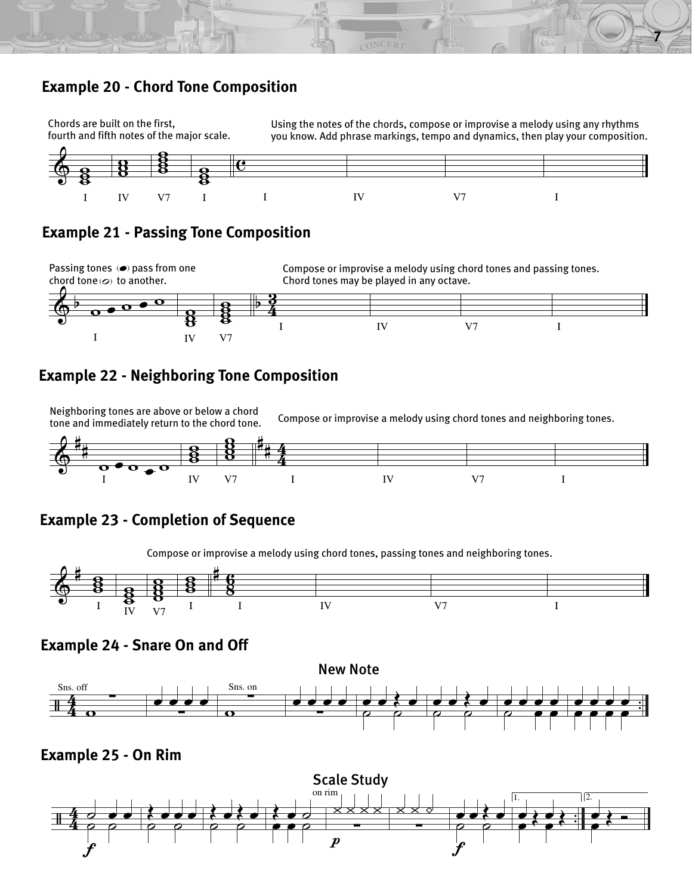## Example 20 - Chord Tone Composition

Chords are built on the first, fourth and fifth notes of the major scale.

Using the notes of the chords, compose or improvise a melody using any rhythms you know. Add phrase markings, tempo and dynamics, then play your composition.

I IV V7 I I IV V7 I

## Example 21 - Passing Tone Composition

Passing tones (●) pass from one chord tone (○) to another.

Compose or improvise a melody using chord tones and passing tones. Chord tones may be played in any octave.

I IV V7 I IV V7 I

## Example 22 - Neighboring Tone Composition

Neighboring tones are above or below a chord tone and immediately return to the chord tone.

Compose or improvise a melody using chord tones and neighboring tones.

I IV V7 I IV V7 I

## Example 23 - Completion of Sequence

Compose or improvise a melody using chord tones, passing tones and neighboring tones.

I IV V7 I I IV V7 I

## Example 24 - Snare On and Off

**New Note**

Sns. off Sns. on

## Example 25 - On Rim

**Scale Study**

on rim

*f* *p* *f*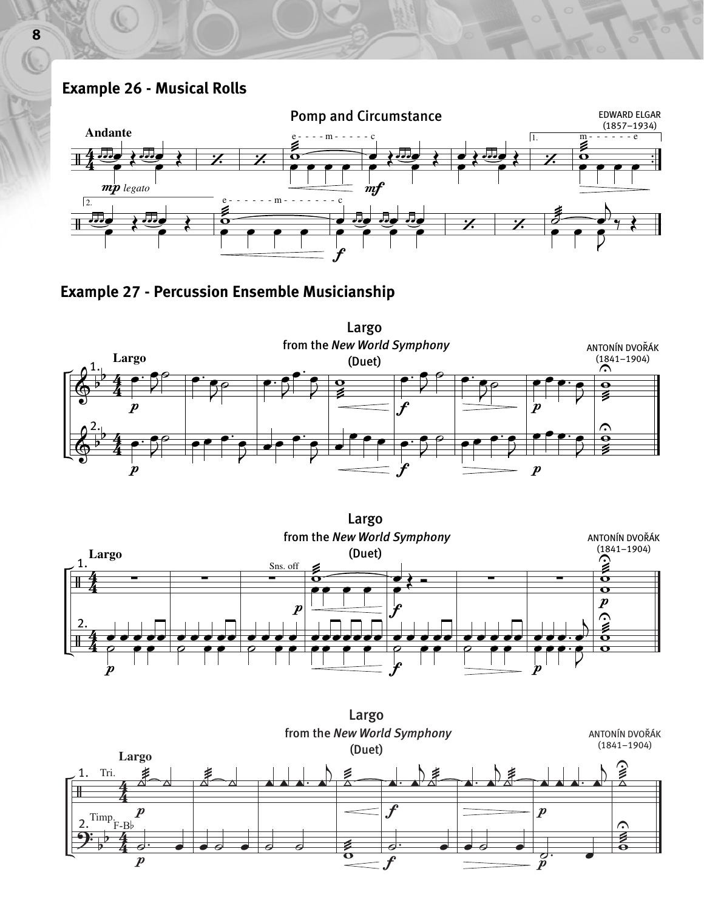## Example 26 - Musical Rolls

Pomp and Circumstance

EDWARD ELGAR
(1857–1934)

Andante

*mp legato*

e - - - - m - - - - - c

*mf*

1. m - - - - - - e

2. e - - - - - - m - - - - - - - c

*f*

## Example 27 - Percussion Ensemble Musicianship

Largo
from the *New World Symphony*
(Duet)

ANTONÍN DVOŘÁK
(1841–1904)

Largo

1. *p* *f* *p*

2. *p* *f* *p*

Largo
from the *New World Symphony*
(Duet)

ANTONÍN DVOŘÁK
(1841–1904)

Largo

1. Sns. off *p* *f* *p*

2. *p* *f* *p*

Largo
from the *New World Symphony*
(Duet)

ANTONÍN DVOŘÁK
(1841–1904)

Largo

1. Tri. *p* *f* *p*

2. Timp. F-B♭ *p* *f* *p*